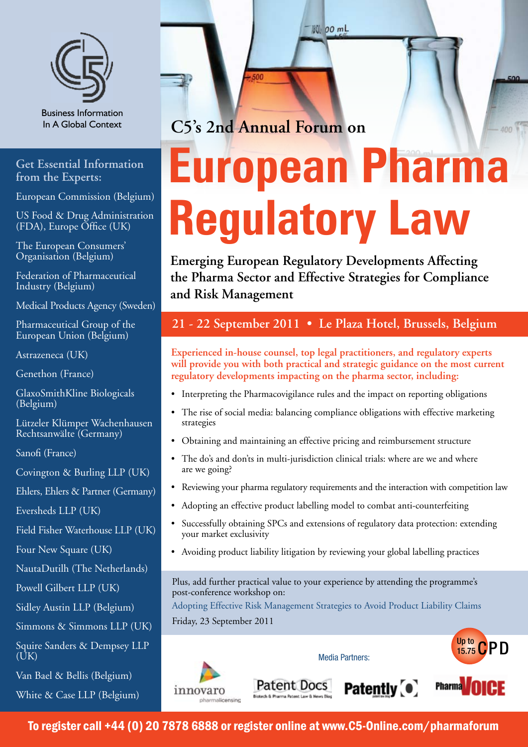Business Information In A Global Context

## Get Essential Information from the Experts:

European Commission (Belgium)

US Food & Drug Administration (FDA), Europe Office (UK)

The European Consumers' Organisation (Belgium)

Federation of Pharmaceutical Industry (Belgium)

Medical Products Agency (Sweden)

Pharmaceutical Group of the European Union (Belgium)

Astrazeneca (UK)

Genethon (France)

GlaxoSmithKline Biologicals (Belgium)

Lützeler Klümper Wachenhausen Rechtsanwälte (Germany)

Sanofi (France)

Covington & Burling LLP (UK)

Ehlers, Ehlers & Partner (Germany)

Eversheds LLP (UK)

Field Fisher Waterhouse LLP (UK)

Four New Square (UK)

NautaDutilh (The Netherlands)

Powell Gilbert LLP (UK)

Sidley Austin LLP (Belgium)

Simmons & Simmons LLP (UK)

Squire Sanders & Dempsey LLP (UK)

Van Bael & Bellis (Belgium)

White & Case LLP (Belgium)

## C5's 2nd Annual Forum on

# European Pharma Regulatory Law

**Emerging European Regulatory Developments Affecting the Pharma Sector and Effective Strategies for Compliance and Risk Management**

**21 - 22 September 2011 • Le Plaza Hotel, Brussels, Belgium**

**Experienced in-house counsel, top legal practitioners, and regulatory experts will provide you with both practical and strategic guidance on the most current regulatory developments impacting on the pharma sector, including:**

- Interpreting the Pharmacovigilance rules and the impact on reporting obligations
- The rise of social media: balancing compliance obligations with effective marketing strategies
- Obtaining and maintaining an effective pricing and reimbursement structure
- The do's and don'ts in multi-jurisdiction clinical trials: where are we and where are we going?
- Reviewing your pharma regulatory requirements and the interaction with competition law
- Adopting an effective product labelling model to combat anti-counterfeiting
- Successfully obtaining SPCs and extensions of regulatory data protection: extending your market exclusivity
- Avoiding product liability litigation by reviewing your global labelling practices

Plus, add further practical value to your experience by attending the programme's post-conference workshop on:

Adopting Effective Risk Management Strategies to Avoid Product Liability Claims

Friday, 23 September 2011

Up to 15.75 CPD

Media Partners: innovaro pharmalicensing, Patent Docs, Patently-O, PharmaVOICE

**To register call +44 (0) 20 7878 6888 or register online at www.C5-Online.com/pharmaforum**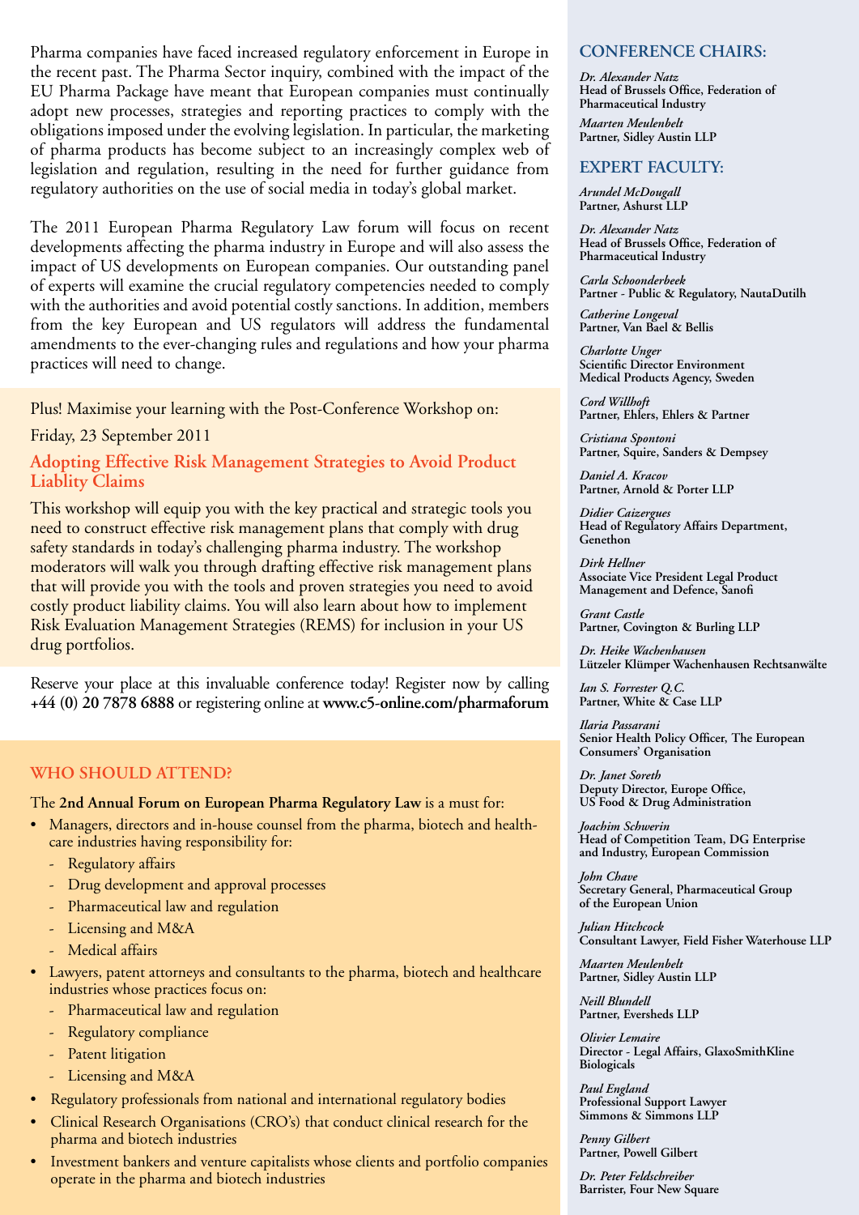Pharma companies have faced increased regulatory enforcement in Europe in the recent past. The Pharma Sector inquiry, combined with the impact of the EU Pharma Package have meant that European companies must continually adopt new processes, strategies and reporting practices to comply with the obligations imposed under the evolving legislation. In particular, the marketing of pharma products has become subject to an increasingly complex web of legislation and regulation, resulting in the need for further guidance from regulatory authorities on the use of social media in today's global market.

The 2011 European Pharma Regulatory Law forum will focus on recent developments affecting the pharma industry in Europe and will also assess the impact of US developments on European companies. Our outstanding panel of experts will examine the crucial regulatory competencies needed to comply with the authorities and avoid potential costly sanctions. In addition, members from the key European and US regulators will address the fundamental amendments to the ever-changing rules and regulations and how your pharma practices will need to change.

Plus! Maximise your learning with the Post-Conference Workshop on:

Friday, 23 September 2011

### Adopting Effective Risk Management Strategies to Avoid Product Liablity Claims

This workshop will equip you with the key practical and strategic tools you need to construct effective risk management plans that comply with drug safety standards in today's challenging pharma industry. The workshop moderators will walk you through drafting effective risk management plans that will provide you with the tools and proven strategies you need to avoid costly product liability claims. You will also learn about how to implement Risk Evaluation Management Strategies (REMS) for inclusion in your US drug portfolios.

Reserve your place at this invaluable conference today! Register now by calling **+44 (0) 20 7878 6888** or registering online at **www.c5-online.com/pharmaforum**

## WHO SHOULD ATTEND?

The **2nd Annual Forum on European Pharma Regulatory Law** is a must for:

- Managers, directors and in-house counsel from the pharma, biotech and health-care industries having responsibility for:
  - Regulatory affairs
  - Drug development and approval processes
  - Pharmaceutical law and regulation
  - Licensing and M&A
  - Medical affairs
- Lawyers, patent attorneys and consultants to the pharma, biotech and healthcare industries whose practices focus on:
  - Pharmaceutical law and regulation
  - Regulatory compliance
  - Patent litigation
  - Licensing and M&A
- Regulatory professionals from national and international regulatory bodies
- Clinical Research Organisations (CRO's) that conduct clinical research for the pharma and biotech industries
- Investment bankers and venture capitalists whose clients and portfolio companies operate in the pharma and biotech industries

## CONFERENCE CHAIRS:

*Dr. Alexander Natz*
**Head of Brussels Office, Federation of Pharmaceutical Industry**

*Maarten Meulenbelt*
**Partner, Sidley Austin LLP**

## EXPERT FACULTY:

*Arundel McDougall*
**Partner, Ashurst LLP**

*Dr. Alexander Natz*
**Head of Brussels Office, Federation of Pharmaceutical Industry**

*Carla Schoonderbeek*
**Partner - Public & Regulatory, NautaDutilh**

*Catherine Longeval*
**Partner, Van Bael & Bellis**

*Charlotte Unger*
**Scientific Director Environment Medical Products Agency, Sweden**

*Cord Willhoft*
**Partner, Ehlers, Ehlers & Partner**

*Cristiana Spontoni*
**Partner, Squire, Sanders & Dempsey**

*Daniel A. Kracov*
**Partner, Arnold & Porter LLP**

*Didier Caizergues*
**Head of Regulatory Affairs Department, Genethon**

*Dirk Hellner*
**Associate Vice President Legal Product Management and Defence, Sanofi**

*Grant Castle*
**Partner, Covington & Burling LLP**

*Dr. Heike Wachenhausen*
**Lützeler Klümper Wachenhausen Rechtsanwälte**

*Ian S. Forrester Q.C.*
**Partner, White & Case LLP**

*Ilaria Passarani*
**Senior Health Policy Officer, The European Consumers' Organisation**

*Dr. Janet Soreth*
**Deputy Director, Europe Office, US Food & Drug Administration**

*Joachim Schwerin*
**Head of Competition Team, DG Enterprise and Industry, European Commission**

*John Chave*
**Secretary General, Pharmaceutical Group of the European Union**

*Julian Hitchcock*
**Consultant Lawyer, Field Fisher Waterhouse LLP**

*Maarten Meulenbelt*
**Partner, Sidley Austin LLP**

*Neill Blundell*
**Partner, Eversheds LLP**

*Olivier Lemaire*
**Director - Legal Affairs, GlaxoSmithKline Biologicals**

*Paul England*
**Professional Support Lawyer Simmons & Simmons LLP**

*Penny Gilbert*
**Partner, Powell Gilbert**

*Dr. Peter Feldschreiber*
**Barrister, Four New Square**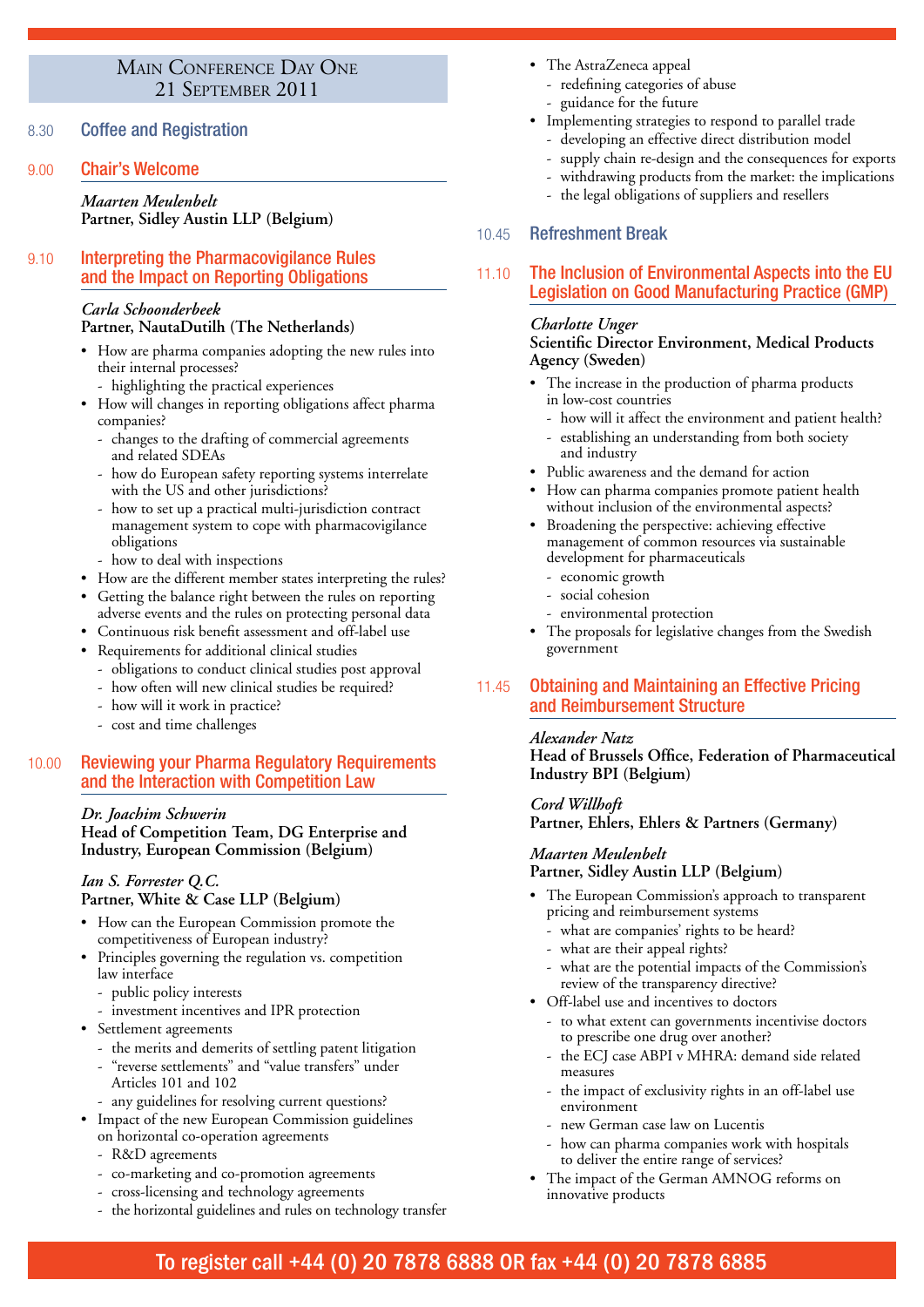## Main Conference Day One
## 21 September 2011

**8.30 Coffee and Registration**

### 9.00 Chair's Welcome

*Maarten Meulenbelt*
**Partner, Sidley Austin LLP (Belgium)**

### 9.10 Interpreting the Pharmacovigilance Rules and the Impact on Reporting Obligations

*Carla Schoonderbeek*
**Partner, NautaDutilh (The Netherlands)**

- How are pharma companies adopting the new rules into their internal processes?
  - highlighting the practical experiences
- How will changes in reporting obligations affect pharma companies?
  - changes to the drafting of commercial agreements and related SDEAs
  - how do European safety reporting systems interrelate with the US and other jurisdictions?
  - how to set up a practical multi-jurisdiction contract management system to cope with pharmacovigilance obligations
  - how to deal with inspections
- How are the different member states interpreting the rules?
- Getting the balance right between the rules on reporting adverse events and the rules on protecting personal data
- Continuous risk benefit assessment and off-label use
- Requirements for additional clinical studies
  - obligations to conduct clinical studies post approval
  - how often will new clinical studies be required?
  - how will it work in practice?
  - cost and time challenges

### 10.00 Reviewing your Pharma Regulatory Requirements and the Interaction with Competition Law

*Dr. Joachim Schwerin*
**Head of Competition Team, DG Enterprise and Industry, European Commission (Belgium)**

*Ian S. Forrester Q.C.*
**Partner, White & Case LLP (Belgium)**

- How can the European Commission promote the competitiveness of European industry?
- Principles governing the regulation vs. competition law interface
  - public policy interests
  - investment incentives and IPR protection
- Settlement agreements
  - the merits and demerits of settling patent litigation
  - "reverse settlements" and "value transfers" under Articles 101 and 102
  - any guidelines for resolving current questions?
- Impact of the new European Commission guidelines on horizontal co-operation agreements
  - R&D agreements
  - co-marketing and co-promotion agreements
  - cross-licensing and technology agreements
  - the horizontal guidelines and rules on technology transfer
- The AstraZeneca appeal
  - redefining categories of abuse
  - guidance for the future
- Implementing strategies to respond to parallel trade
  - developing an effective direct distribution model
  - supply chain re-design and the consequences for exports
  - withdrawing products from the market: the implications
  - the legal obligations of suppliers and resellers

**10.45 Refreshment Break**

### 11.10 The Inclusion of Environmental Aspects into the EU Legislation on Good Manufacturing Practice (GMP)

*Charlotte Unger*
**Scientific Director Environment, Medical Products Agency (Sweden)**

- The increase in the production of pharma products in low-cost countries
  - how will it affect the environment and patient health?
  - establishing an understanding from both society and industry
- Public awareness and the demand for action
- How can pharma companies promote patient health without inclusion of the environmental aspects?
- Broadening the perspective: achieving effective management of common resources via sustainable development for pharmaceuticals
  - economic growth
  - social cohesion
  - environmental protection
- The proposals for legislative changes from the Swedish government

### 11.45 Obtaining and Maintaining an Effective Pricing and Reimbursement Structure

*Alexander Natz*
**Head of Brussels Office, Federation of Pharmaceutical Industry BPI (Belgium)**

*Cord Willhoft*
**Partner, Ehlers, Ehlers & Partners (Germany)**

*Maarten Meulenbelt*
**Partner, Sidley Austin LLP (Belgium)**

- The European Commission's approach to transparent pricing and reimbursement systems
  - what are companies' rights to be heard?
  - what are their appeal rights?
  - what are the potential impacts of the Commission's review of the transparency directive?
- Off-label use and incentives to doctors
  - to what extent can governments incentivise doctors to prescribe one drug over another?
  - the ECJ case ABPI v MHRA: demand side related measures
  - the impact of exclusivity rights in an off-label use environment
  - new German case law on Lucentis
  - how can pharma companies work with hospitals to deliver the entire range of services?
- The impact of the German AMNOG reforms on innovative products

**To register call +44 (0) 20 7878 6888 OR fax +44 (0) 20 7878 6885**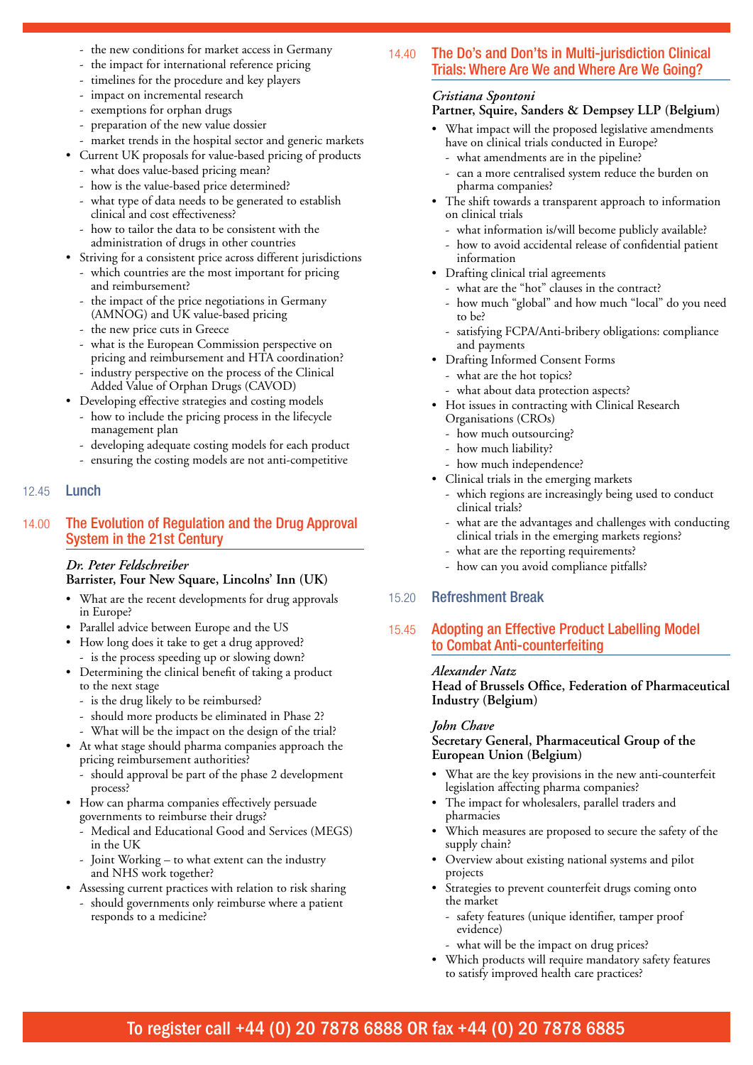- the new conditions for market access in Germany
- the impact for international reference pricing
- timelines for the procedure and key players
- impact on incremental research
- exemptions for orphan drugs
- preparation of the new value dossier
- market trends in the hospital sector and generic markets

- Current UK proposals for value-based pricing of products
  - what does value-based pricing mean?
  - how is the value-based price determined?
  - what type of data needs to be generated to establish clinical and cost effectiveness?
  - how to tailor the data to be consistent with the administration of drugs in other countries
- Striving for a consistent price across different jurisdictions
  - which countries are the most important for pricing and reimbursement?
  - the impact of the price negotiations in Germany (AMNOG) and UK value-based pricing
  - the new price cuts in Greece
  - what is the European Commission perspective on pricing and reimbursement and HTA coordination?
  - industry perspective on the process of the Clinical Added Value of Orphan Drugs (CAVOD)
- Developing effective strategies and costing models
  - how to include the pricing process in the lifecycle management plan
  - developing adequate costing models for each product
  - ensuring the costing models are not anti-competitive

## 12.45 Lunch

## 14.00 The Evolution of Regulation and the Drug Approval System in the 21st Century

*Dr. Peter Feldschreiber*
**Barrister, Four New Square, Lincolns' Inn (UK)**

- What are the recent developments for drug approvals in Europe?
- Parallel advice between Europe and the US
- How long does it take to get a drug approved?
  - is the process speeding up or slowing down?
- Determining the clinical benefit of taking a product to the next stage
  - is the drug likely to be reimbursed?
  - should more products be eliminated in Phase 2?
  - What will be the impact on the design of the trial?
- At what stage should pharma companies approach the pricing reimbursement authorities?
  - should approval be part of the phase 2 development process?
- How can pharma companies effectively persuade governments to reimburse their drugs?
  - Medical and Educational Good and Services (MEGS) in the UK
  - Joint Working – to what extent can the industry and NHS work together?
- Assessing current practices with relation to risk sharing
  - should governments only reimburse where a patient responds to a medicine?

## 14.40 The Do's and Don'ts in Multi-jurisdiction Clinical Trials: Where Are We and Where Are We Going?

*Cristiana Spontoni*
**Partner, Squire, Sanders & Dempsey LLP (Belgium)**

- What impact will the proposed legislative amendments have on clinical trials conducted in Europe?
  - what amendments are in the pipeline?
  - can a more centralised system reduce the burden on pharma companies?
- The shift towards a transparent approach to information on clinical trials
  - what information is/will become publicly available?
  - how to avoid accidental release of confidential patient information
- Drafting clinical trial agreements
  - what are the "hot" clauses in the contract?
  - how much "global" and how much "local" do you need to be?
  - satisfying FCPA/Anti-bribery obligations: compliance and payments
- Drafting Informed Consent Forms
  - what are the hot topics?
  - what about data protection aspects?
- Hot issues in contracting with Clinical Research Organisations (CROs)
  - how much outsourcing?
  - how much liability?
  - how much independence?
- Clinical trials in the emerging markets
  - which regions are increasingly being used to conduct clinical trials?
  - what are the advantages and challenges with conducting clinical trials in the emerging markets regions?
  - what are the reporting requirements?
  - how can you avoid compliance pitfalls?

## 15.20 Refreshment Break

## 15.45 Adopting an Effective Product Labelling Model to Combat Anti-counterfeiting

*Alexander Natz*
**Head of Brussels Office, Federation of Pharmaceutical Industry (Belgium)**

*John Chave*
**Secretary General, Pharmaceutical Group of the European Union (Belgium)**

- What are the key provisions in the new anti-counterfeit legislation affecting pharma companies?
- The impact for wholesalers, parallel traders and pharmacies
- Which measures are proposed to secure the safety of the supply chain?
- Overview about existing national systems and pilot projects
- Strategies to prevent counterfeit drugs coming onto the market
  - safety features (unique identifier, tamper proof evidence)
  - what will be the impact on drug prices?
- Which products will require mandatory safety features to satisfy improved health care practices?

To register call +44 (0) 20 7878 6888 OR fax +44 (0) 20 7878 6885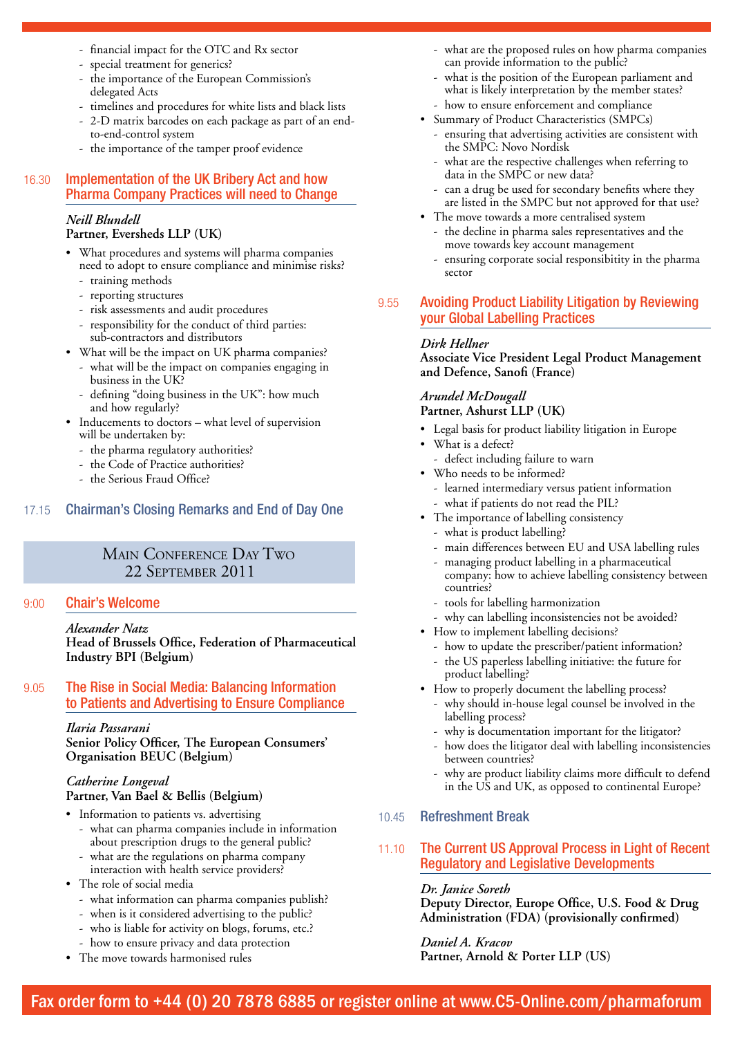- financial impact for the OTC and Rx sector
- special treatment for generics?
- the importance of the European Commission's delegated Acts
- timelines and procedures for white lists and black lists
- 2-D matrix barcodes on each package as part of an end-to-end-control system
- the importance of the tamper proof evidence

## 16.30 Implementation of the UK Bribery Act and how Pharma Company Practices will need to Change

*Neill Blundell*
**Partner, Eversheds LLP (UK)**

- What procedures and systems will pharma companies need to adopt to ensure compliance and minimise risks?
  - training methods
  - reporting structures
  - risk assessments and audit procedures
  - responsibility for the conduct of third parties: sub-contractors and distributors
- What will be the impact on UK pharma companies?
  - what will be the impact on companies engaging in business in the UK?
  - defining "doing business in the UK": how much and how regularly?
- Inducements to doctors – what level of supervision will be undertaken by:
  - the pharma regulatory authorities?
  - the Code of Practice authorities?
  - the Serious Fraud Office?

## 17.15 Chairman's Closing Remarks and End of Day One

# Main Conference Day Two
# 22 September 2011

## 9:00 Chair's Welcome

*Alexander Natz*
**Head of Brussels Office, Federation of Pharmaceutical Industry BPI (Belgium)**

## 9.05 The Rise in Social Media: Balancing Information to Patients and Advertising to Ensure Compliance

*Ilaria Passarani*
**Senior Policy Officer, The European Consumers' Organisation BEUC (Belgium)**

*Catherine Longeval*
**Partner, Van Bael & Bellis (Belgium)**

- Information to patients vs. advertising
  - what can pharma companies include in information about prescription drugs to the general public?
  - what are the regulations on pharma company interaction with health service providers?
- The role of social media
  - what information can pharma companies publish?
  - when is it considered advertising to the public?
  - who is liable for activity on blogs, forums, etc.?
  - how to ensure privacy and data protection
- The move towards harmonised rules
  - what are the proposed rules on how pharma companies can provide information to the public?
  - what is the position of the European parliament and what is likely interpretation by the member states?
  - how to ensure enforcement and compliance
- Summary of Product Characteristics (SMPCs)
  - ensuring that advertising activities are consistent with the SMPC: Novo Nordisk
  - what are the respective challenges when referring to data in the SMPC or new data?
  - can a drug be used for secondary benefits where they are listed in the SMPC but not approved for that use?
- The move towards a more centralised system
  - the decline in pharma sales representatives and the move towards key account management
  - ensuring corporate social responsibility in the pharma sector

## 9.55 Avoiding Product Liability Litigation by Reviewing your Global Labelling Practices

*Dirk Hellner*
**Associate Vice President Legal Product Management and Defence, Sanofi (France)**

*Arundel McDougall*
**Partner, Ashurst LLP (UK)**

- Legal basis for product liability litigation in Europe
- What is a defect?
  - defect including failure to warn
- Who needs to be informed?
  - learned intermediary versus patient information
  - what if patients do not read the PIL?
- The importance of labelling consistency
  - what is product labelling?
  - main differences between EU and USA labelling rules
  - managing product labelling in a pharmaceutical company: how to achieve labelling consistency between countries?
  - tools for labelling harmonization
  - why can labelling inconsistencies not be avoided?
- How to implement labelling decisions?
  - how to update the prescriber/patient information?
  - the US paperless labelling initiative: the future for product labelling?
- How to properly document the labelling process?
  - why should in-house legal counsel be involved in the labelling process?
  - why is documentation important for the litigator?
  - how does the litigator deal with labelling inconsistencies between countries?
  - why are product liability claims more difficult to defend in the US and UK, as opposed to continental Europe?

## 10.45 Refreshment Break

## 11.10 The Current US Approval Process in Light of Recent Regulatory and Legislative Developments

*Dr. Janice Soreth*
**Deputy Director, Europe Office, U.S. Food & Drug Administration (FDA) (provisionally confirmed)**

*Daniel A. Kracov*
**Partner, Arnold & Porter LLP (US)**

Fax order form to +44 (0) 20 7878 6885 or register online at www.C5-Online.com/pharmaforum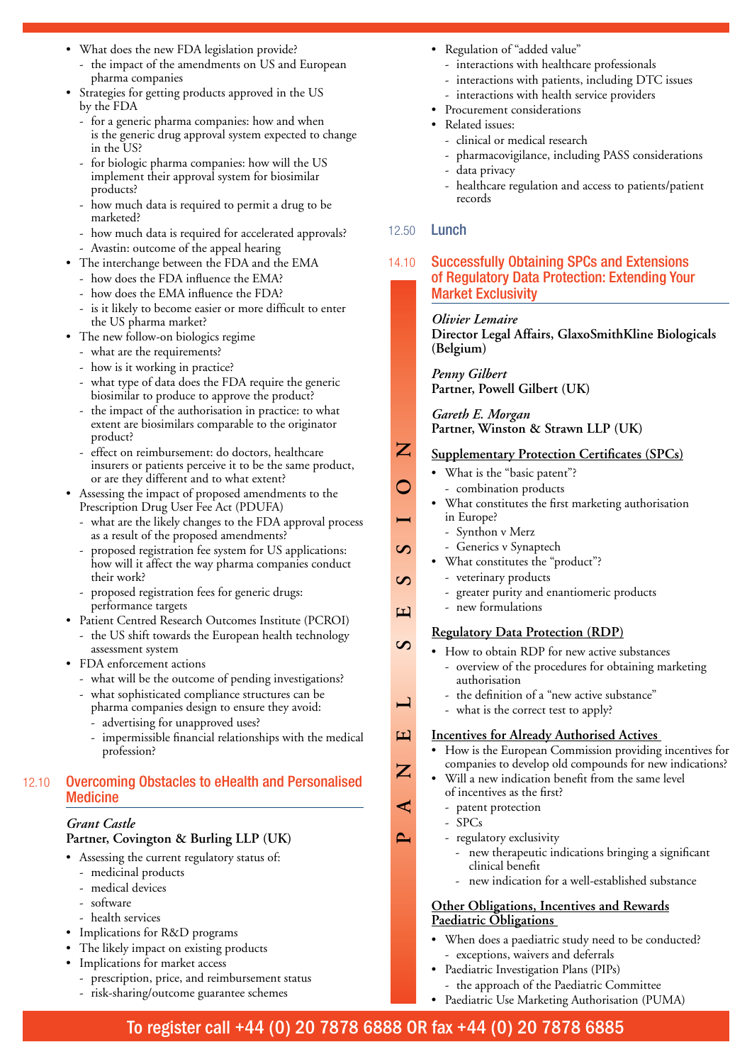- What does the new FDA legislation provide?
  - the impact of the amendments on US and European pharma companies
- Strategies for getting products approved in the US by the FDA
  - for a generic pharma companies: how and when is the generic drug approval system expected to change in the US?
  - for biologic pharma companies: how will the US implement their approval system for biosimilar products?
  - how much data is required to permit a drug to be marketed?
  - how much data is required for accelerated approvals?
  - Avastin: outcome of the appeal hearing
- The interchange between the FDA and the EMA
  - how does the FDA influence the EMA?
  - how does the EMA influence the FDA?
  - is it likely to become easier or more difficult to enter the US pharma market?
- The new follow-on biologics regime
  - what are the requirements?
  - how is it working in practice?
  - what type of data does the FDA require the generic biosimilar to produce to approve the product?
  - the impact of the authorisation in practice: to what extent are biosimilars comparable to the originator product?
  - effect on reimbursement: do doctors, healthcare insurers or patients perceive it to be the same product, or are they different and to what extent?
- Assessing the impact of proposed amendments to the Prescription Drug User Fee Act (PDUFA)
  - what are the likely changes to the FDA approval process as a result of the proposed amendments?
  - proposed registration fee system for US applications: how will it affect the way pharma companies conduct their work?
  - proposed registration fees for generic drugs: performance targets
- Patient Centred Research Outcomes Institute (PCROI)
  - the US shift towards the European health technology assessment system
- FDA enforcement actions
  - what will be the outcome of pending investigations?
  - what sophisticated compliance structures can be pharma companies design to ensure they avoid:
    - advertising for unapproved uses?
    - impermissible financial relationships with the medical profession?

## 12.10 Overcoming Obstacles to eHealth and Personalised Medicine

*Grant Castle*
**Partner, Covington & Burling LLP (UK)**

- Assessing the current regulatory status of:
  - medicinal products
  - medical devices
  - software
  - health services
- Implications for R&D programs
- The likely impact on existing products
- Implications for market access
  - prescription, price, and reimbursement status
  - risk-sharing/outcome guarantee schemes
- Regulation of "added value"
  - interactions with healthcare professionals
  - interactions with patients, including DTC issues
  - interactions with health service providers
- Procurement considerations
- Related issues:
  - clinical or medical research
  - pharmacovigilance, including PASS considerations
  - data privacy
  - healthcare regulation and access to patients/patient records

## 12.50 Lunch

## 14.10 Successfully Obtaining SPCs and Extensions of Regulatory Data Protection: Extending Your Market Exclusivity

PANEL SESSION

*Olivier Lemaire*
**Director Legal Affairs, GlaxoSmithKline Biologicals (Belgium)**

*Penny Gilbert*
**Partner, Powell Gilbert (UK)**

*Gareth E. Morgan*
**Partner, Winston & Strawn LLP (UK)**

### Supplementary Protection Certificates (SPCs)

- What is the "basic patent"?
  - combination products
- What constitutes the first marketing authorisation in Europe?
  - Synthon v Merz
  - Generics v Synaptech
- What constitutes the "product"?
  - veterinary products
  - greater purity and enantiomeric products
  - new formulations

### Regulatory Data Protection (RDP)

- How to obtain RDP for new active substances
  - overview of the procedures for obtaining marketing authorisation
  - the definition of a "new active substance"
  - what is the correct test to apply?

### Incentives for Already Authorised Actives

- How is the European Commission providing incentives for companies to develop old compounds for new indications?
- Will a new indication benefit from the same level of incentives as the first?
  - patent protection
  - SPCs
  - regulatory exclusivity
    - new therapeutic indications bringing a significant clinical benefit
    - new indication for a well-established substance

### Other Obligations, Incentives and Rewards Paediatric Obligations

- When does a paediatric study need to be conducted?
  - exceptions, waivers and deferrals
- Paediatric Investigation Plans (PIPs)
  - the approach of the Paediatric Committee
- Paediatric Use Marketing Authorisation (PUMA)

To register call +44 (0) 20 7878 6888 OR fax +44 (0) 20 7878 6885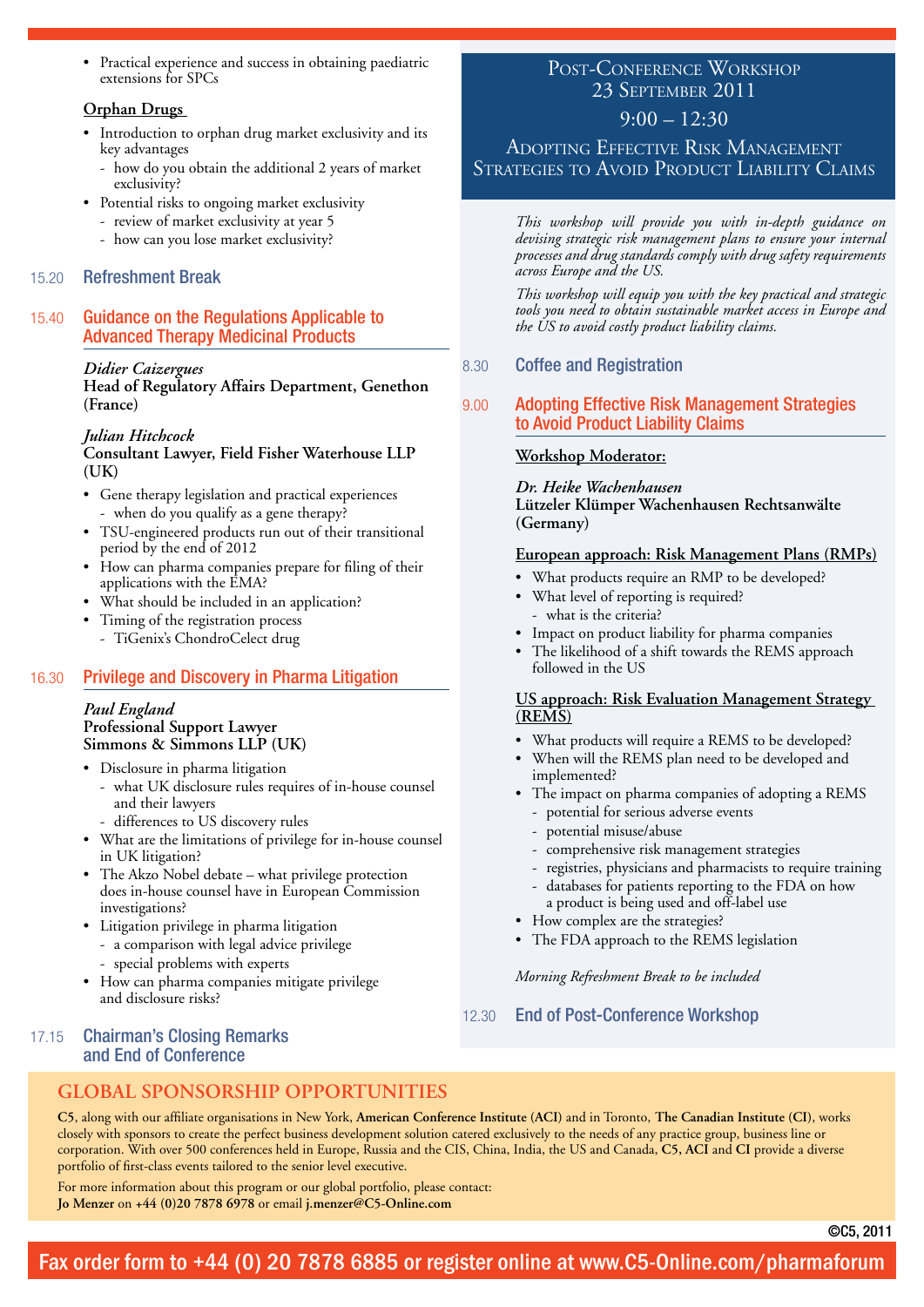- Practical experience and success in obtaining paediatric extensions for SPCs

**Orphan Drugs**

- Introduction to orphan drug market exclusivity and its key advantages
  - how do you obtain the additional 2 years of market exclusivity?
- Potential risks to ongoing market exclusivity
  - review of market exclusivity at year 5
  - how can you lose market exclusivity?

## 15.20 Refreshment Break

## 15.40 Guidance on the Regulations Applicable to Advanced Therapy Medicinal Products

*Didier Caizergues*
**Head of Regulatory Affairs Department, Genethon (France)**

*Julian Hitchcock*
**Consultant Lawyer, Field Fisher Waterhouse LLP (UK)**

- Gene therapy legislation and practical experiences
  - when do you qualify as a gene therapy?
- TSU-engineered products run out of their transitional period by the end of 2012
- How can pharma companies prepare for filing of their applications with the EMA?
- What should be included in an application?
- Timing of the registration process
  - TiGenix's ChondroCelect drug

## 16.30 Privilege and Discovery in Pharma Litigation

*Paul England*
**Professional Support Lawyer**
**Simmons & Simmons LLP (UK)**

- Disclosure in pharma litigation
  - what UK disclosure rules requires of in-house counsel and their lawyers
  - differences to US discovery rules
- What are the limitations of privilege for in-house counsel in UK litigation?
- The Akzo Nobel debate – what privilege protection does in-house counsel have in European Commission investigations?
- Litigation privilege in pharma litigation
  - a comparison with legal advice privilege
  - special problems with experts
- How can pharma companies mitigate privilege and disclosure risks?

## 17.15 Chairman's Closing Remarks and End of Conference

# Post-Conference Workshop
## 23 September 2011
## 9:00 – 12:30
## Adopting Effective Risk Management Strategies to Avoid Product Liability Claims

*This workshop will provide you with in-depth guidance on devising strategic risk management plans to ensure your internal processes and drug standards comply with drug safety requirements across Europe and the US.*

*This workshop will equip you with the key practical and strategic tools you need to obtain sustainable market access in Europe and the US to avoid costly product liability claims.*

## 8.30 Coffee and Registration

## 9.00 Adopting Effective Risk Management Strategies to Avoid Product Liability Claims

**Workshop Moderator:**

*Dr. Heike Wachenhausen*
**Lützeler Klümper Wachenhausen Rechtsanwälte (Germany)**

**European approach: Risk Management Plans (RMPs)**

- What products require an RMP to be developed?
- What level of reporting is required?
  - what is the criteria?
- Impact on product liability for pharma companies
- The likelihood of a shift towards the REMS approach followed in the US

**US approach: Risk Evaluation Management Strategy (REMS)**

- What products will require a REMS to be developed?
- When will the REMS plan need to be developed and implemented?
- The impact on pharma companies of adopting a REMS
  - potential for serious adverse events
  - potential misuse/abuse
  - comprehensive risk management strategies
  - registries, physicians and pharmacists to require training
  - databases for patients reporting to the FDA on how a product is being used and off-label use
- How complex are the strategies?
- The FDA approach to the REMS legislation

*Morning Refreshment Break to be included*

## 12.30 End of Post-Conference Workshop

# GLOBAL SPONSORSHIP OPPORTUNITIES

**C5**, along with our affiliate organisations in New York, **American Conference Institute (ACI)** and in Toronto, **The Canadian Institute (CI)**, works closely with sponsors to create the perfect business development solution catered exclusively to the needs of any practice group, business line or corporation. With over 500 conferences held in Europe, Russia and the CIS, China, India, the US and Canada, **C5, ACI** and **CI** provide a diverse portfolio of first-class events tailored to the senior level executive.

For more information about this program or our global portfolio, please contact:
**Jo Menzer** on **+44 (0)20 7878 6978** or email **j.menzer@C5-Online.com**

©C5, 2011

Fax order form to +44 (0) 20 7878 6885 or register online at www.C5-Online.com/pharmaforum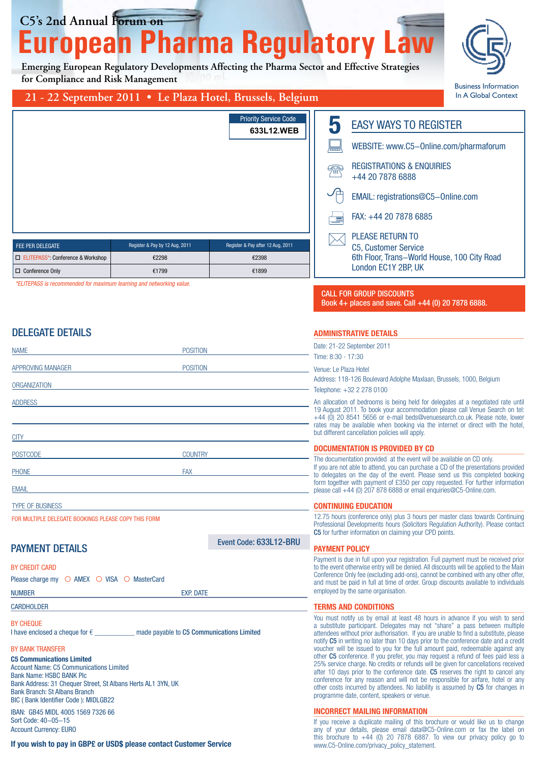C5's 2nd Annual Forum on

# European Pharma Regulatory Law

**Emerging European Regulatory Developments Affecting the Pharma Sector and Effective Strategies for Compliance and Risk Management**

Business Information In A Global Context

## 21 - 22 September 2011 • Le Plaza Hotel, Brussels, Belgium

Priority Service Code
**633L12.WEB**

| FEE PER DELEGATE | Register & Pay by 12 Aug, 2011 | Register & Pay after 12 Aug, 2011 |
|---|---|---|
| ☐ ELITEPASS*: Conference & Workshop | €2298 | €2398 |
| ☐ Conference Only | €1799 | €1899 |

*ELITEPASS is recommended for maximum learning and networking value.

## 5 EASY WAYS TO REGISTER

- WEBSITE: www.C5–Online.com/pharmaforum
- REGISTRATIONS & ENQUIRIES +44 20 7878 6888
- EMAIL: registrations@C5–Online.com
- FAX: +44 20 7878 6885
- PLEASE RETURN TO C5, Customer Service 6th Floor, Trans–World House, 100 City Road London EC1Y 2BP, UK

**CALL FOR GROUP DISCOUNTS**
Book 4+ places and save. Call +44 (0) 20 7878 6888.

## DELEGATE DETAILS

NAME ______ POSITION ______

APPROVING MANAGER ______ POSITION ______

ORGANIZATION ______

ADDRESS ______

CITY ______

POSTCODE ______ COUNTRY ______

PHONE ______ FAX ______

EMAIL ______

TYPE OF BUSINESS ______

FOR MULTIPLE DELEGATE BOOKINGS PLEASE COPY THIS FORM

## PAYMENT DETAILS

Event Code: 633L12-BRU

**BY CREDIT CARD**

Please charge my ○ AMEX ○ VISA ○ MasterCard

NUMBER ______ EXP. DATE ______

CARDHOLDER ______

**BY CHEQUE**

I have enclosed a cheque for € __________ made payable to C5 Communications Limited

**BY BANK TRANSFER**

**C5 Communications Limited**
Account Name: C5 Communications Limited
Bank Name: HSBC BANK Plc
Bank Address: 31 Chequer Street, St Albans Herts AL1 3YN, UK
Bank Branch: St Albans Branch
BIC ( Bank Identifier Code ): MIDLGB22

IBAN: GB45 MIDL 4005 1569 7326 66
Sort Code: 40–05–15
Account Currency: EURO

**If you wish to pay in GBP£ or USD$ please contact Customer Service**

## ADMINISTRATIVE DETAILS

Date: 21-22 September 2011

Time: 8:30 - 17:30

Venue: Le Plaza Hotel

Address: 118-126 Boulevard Adolphe Maxlaan, Brussels, 1000, Belgium

Telephone: +32 2 278 0100

An allocation of bedrooms is being held for delegates at a negotiated rate until 19 August 2011. To book your accommodation please call Venue Search on tel: +44 (0) 20 8541 5656 or e-mail beds@venuesearch.co.uk. Please note, lower rates may be available when booking via the internet or direct with the hotel, but different cancellation policies will apply.

## DOCUMENTATION IS PROVIDED BY CD

The documentation provided at the event will be available on CD only.
If you are not able to attend, you can purchase a CD of the presentations provided to delegates on the day of the event. Please send us this completed booking form together with payment of £350 per copy requested. For further information please call +44 (0) 207 878 6888 or email enquiries@C5-Online.com.

## CONTINUING EDUCATION

12.75 hours (conference only) plus 3 hours per master class towards Continuing Professional Developments hours (Solicitors Regulation Authority). Please contact **C5** for further information on claiming your CPD points.

## PAYMENT POLICY

Payment is due in full upon your registration. Full payment must be received prior to the event otherwise entry will be denied. All discounts will be applied to the Main Conference Only fee (excluding add-ons), cannot be combined with any other offer, and must be paid in full at time of order. Group discounts available to individuals employed by the same organisation.

## TERMS AND CONDITIONS

You must notify us by email at least 48 hours in advance if you wish to send a substitute participant. Delegates may not "share" a pass between multiple attendees without prior authorisation. If you are unable to find a substitute, please notify **C5** in writing no later than 10 days prior to the conference date and a credit voucher will be issued to you for the full amount paid, redeemable against any other **C5** conference. If you prefer, you may request a refund of fees paid less a 25% service charge. No credits or refunds will be given for cancellations received after 10 days prior to the conference date. **C5** reserves the right to cancel any conference for any reason and will not be responsible for airfare, hotel or any other costs incurred by attendees. No liability is assumed by **C5** for changes in programme date, content, speakers or venue.

## INCORRECT MAILING INFORMATION

If you receive a duplicate mailing of this brochure or would like us to change any of your details, please email data@C5-Online.com or fax the label on this brochure to +44 (0) 20 7878 6887. To view our privacy policy go to www.C5-Online.com/privacy_policy_statement.